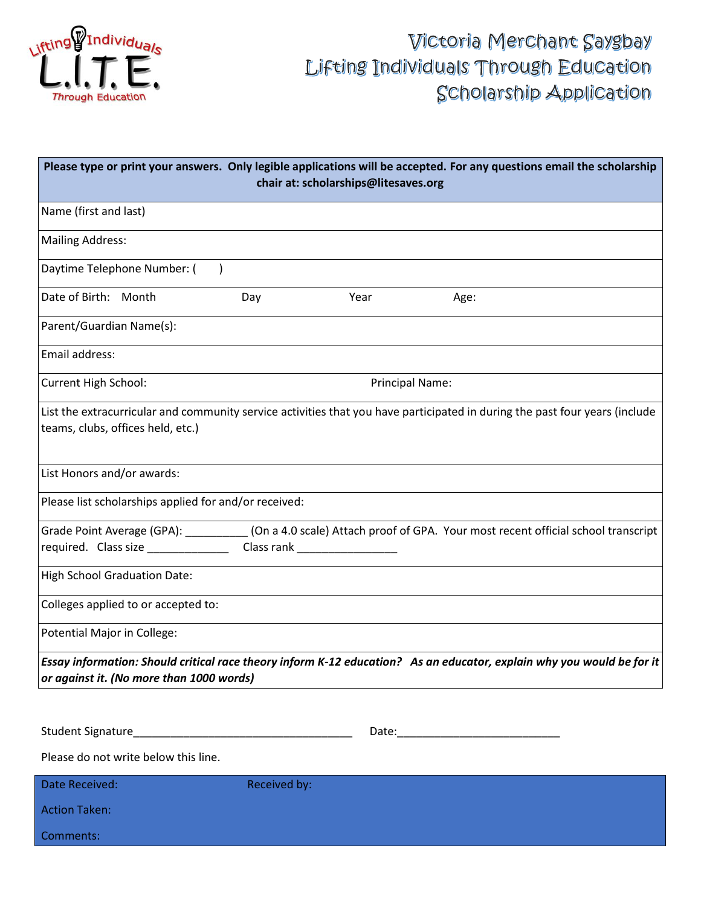Lifting Individuals
**L.I.T.E.**
Through Education

# Victoria Merchant Saygbay Lifting Individuals Through Education Scholarship Application

**Please type or print your answers. Only legible applications will be accepted. For any questions email the scholarship chair at: scholarships@litesaves.org**

Name (first and last)

Mailing Address:

Daytime Telephone Number: (       )

Date of Birth:   Month                    Day                    Year                    Age:

Parent/Guardian Name(s):

Email address:

Current High School:                                        Principal Name:

List the extracurricular and community service activities that you have participated in during the past four years (include teams, clubs, offices held, etc.)

List Honors and/or awards:

Please list scholarships applied for and/or received:

Grade Point Average (GPA): __________ (On a 4.0 scale) Attach proof of GPA. Your most recent official school transcript required. Class size _____________ Class rank ________________

High School Graduation Date:

Colleges applied to or accepted to:

Potential Major in College:

***Essay information: Should critical race theory inform K-12 education? As an educator, explain why you would be for it or against it. (No more than 1000 words)***

Student Signature____________________________________ Date:__________________________

Please do not write below this line.

Date Received:                    Received by:

Action Taken:

Comments: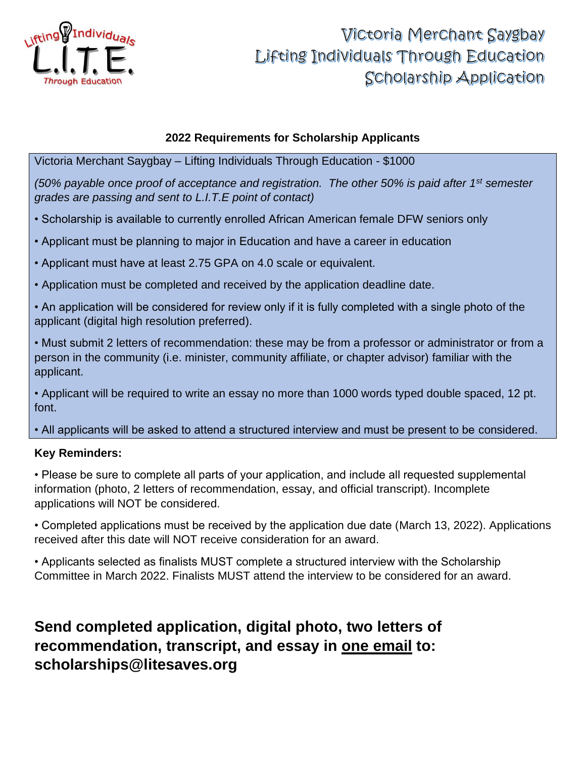# Victoria Merchant Saygbay Lifting Individuals Through Education Scholarship Application

### 2022 Requirements for Scholarship Applicants

Victoria Merchant Saygbay – Lifting Individuals Through Education - $1000

*(50% payable once proof of acceptance and registration. The other 50% is paid after 1st semester grades are passing and sent to L.I.T.E point of contact)*

- Scholarship is available to currently enrolled African American female DFW seniors only
- Applicant must be planning to major in Education and have a career in education
- Applicant must have at least 2.75 GPA on 4.0 scale or equivalent.
- Application must be completed and received by the application deadline date.
- An application will be considered for review only if it is fully completed with a single photo of the applicant (digital high resolution preferred).
- Must submit 2 letters of recommendation: these may be from a professor or administrator or from a person in the community (i.e. minister, community affiliate, or chapter advisor) familiar with the applicant.
- Applicant will be required to write an essay no more than 1000 words typed double spaced, 12 pt. font.
- All applicants will be asked to attend a structured interview and must be present to be considered.

**Key Reminders:**

- Please be sure to complete all parts of your application, and include all requested supplemental information (photo, 2 letters of recommendation, essay, and official transcript). Incomplete applications will NOT be considered.
- Completed applications must be received by the application due date (March 13, 2022). Applications received after this date will NOT receive consideration for an award.
- Applicants selected as finalists MUST complete a structured interview with the Scholarship Committee in March 2022. Finalists MUST attend the interview to be considered for an award.

## Send completed application, digital photo, two letters of recommendation, transcript, and essay in one email to: scholarships@litesaves.org